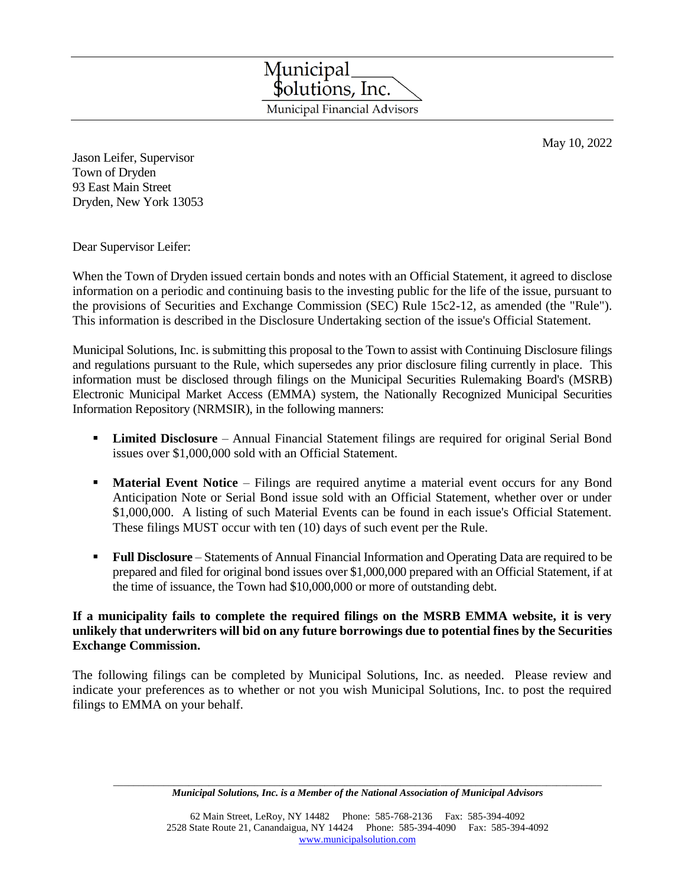Municipal
$olutions, Inc.
Municipal Financial Advisors

May 10, 2022

Jason Leifer, Supervisor
Town of Dryden
93 East Main Street
Dryden, New York 13053

Dear Supervisor Leifer:

When the Town of Dryden issued certain bonds and notes with an Official Statement, it agreed to disclose information on a periodic and continuing basis to the investing public for the life of the issue, pursuant to the provisions of Securities and Exchange Commission (SEC) Rule 15c2-12, as amended (the "Rule"). This information is described in the Disclosure Undertaking section of the issue's Official Statement.

Municipal Solutions, Inc. is submitting this proposal to the Town to assist with Continuing Disclosure filings and regulations pursuant to the Rule, which supersedes any prior disclosure filing currently in place. This information must be disclosed through filings on the Municipal Securities Rulemaking Board's (MSRB) Electronic Municipal Market Access (EMMA) system, the Nationally Recognized Municipal Securities Information Repository (NRMSIR), in the following manners:

- **Limited Disclosure** – Annual Financial Statement filings are required for original Serial Bond issues over $1,000,000 sold with an Official Statement.
- **Material Event Notice** – Filings are required anytime a material event occurs for any Bond Anticipation Note or Serial Bond issue sold with an Official Statement, whether over or under $1,000,000. A listing of such Material Events can be found in each issue's Official Statement. These filings MUST occur with ten (10) days of such event per the Rule.
- **Full Disclosure** – Statements of Annual Financial Information and Operating Data are required to be prepared and filed for original bond issues over $1,000,000 prepared with an Official Statement, if at the time of issuance, the Town had $10,000,000 or more of outstanding debt.

**If a municipality fails to complete the required filings on the MSRB EMMA website, it is very unlikely that underwriters will bid on any future borrowings due to potential fines by the Securities Exchange Commission.**

The following filings can be completed by Municipal Solutions, Inc. as needed. Please review and indicate your preferences as to whether or not you wish Municipal Solutions, Inc. to post the required filings to EMMA on your behalf.

***Municipal Solutions, Inc. is a Member of the National Association of Municipal Advisors***

62 Main Street, LeRoy, NY 14482 Phone: 585-768-2136 Fax: 585-394-4092
2528 State Route 21, Canandaigua, NY 14424 Phone: 585-394-4090 Fax: 585-394-4092
www.municipalsolution.com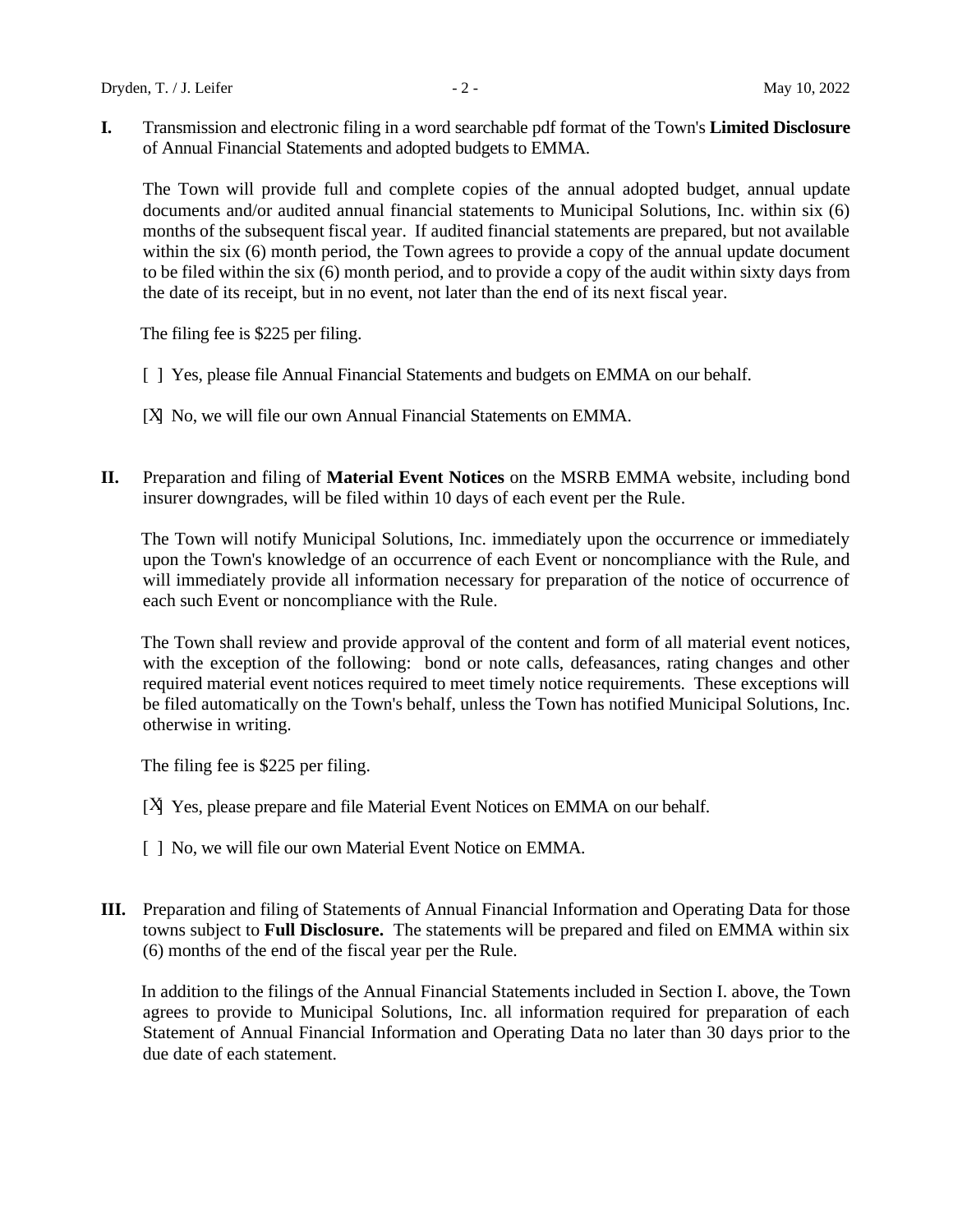**I.** Transmission and electronic filing in a word searchable pdf format of the Town's **Limited Disclosure** of Annual Financial Statements and adopted budgets to EMMA.

The Town will provide full and complete copies of the annual adopted budget, annual update documents and/or audited annual financial statements to Municipal Solutions, Inc. within six (6) months of the subsequent fiscal year. If audited financial statements are prepared, but not available within the six (6) month period, the Town agrees to provide a copy of the annual update document to be filed within the six (6) month period, and to provide a copy of the audit within sixty days from the date of its receipt, but in no event, not later than the end of its next fiscal year.

The filing fee is $225 per filing.

[ ] Yes, please file Annual Financial Statements and budgets on EMMA on our behalf.

[X] No, we will file our own Annual Financial Statements on EMMA.

**II.** Preparation and filing of **Material Event Notices** on the MSRB EMMA website, including bond insurer downgrades, will be filed within 10 days of each event per the Rule.

The Town will notify Municipal Solutions, Inc. immediately upon the occurrence or immediately upon the Town's knowledge of an occurrence of each Event or noncompliance with the Rule, and will immediately provide all information necessary for preparation of the notice of occurrence of each such Event or noncompliance with the Rule.

The Town shall review and provide approval of the content and form of all material event notices, with the exception of the following: bond or note calls, defeasances, rating changes and other required material event notices required to meet timely notice requirements. These exceptions will be filed automatically on the Town's behalf, unless the Town has notified Municipal Solutions, Inc. otherwise in writing.

The filing fee is $225 per filing.

[X] Yes, please prepare and file Material Event Notices on EMMA on our behalf.

[ ] No, we will file our own Material Event Notice on EMMA.

**III.** Preparation and filing of Statements of Annual Financial Information and Operating Data for those towns subject to **Full Disclosure.** The statements will be prepared and filed on EMMA within six (6) months of the end of the fiscal year per the Rule.

In addition to the filings of the Annual Financial Statements included in Section I. above, the Town agrees to provide to Municipal Solutions, Inc. all information required for preparation of each Statement of Annual Financial Information and Operating Data no later than 30 days prior to the due date of each statement.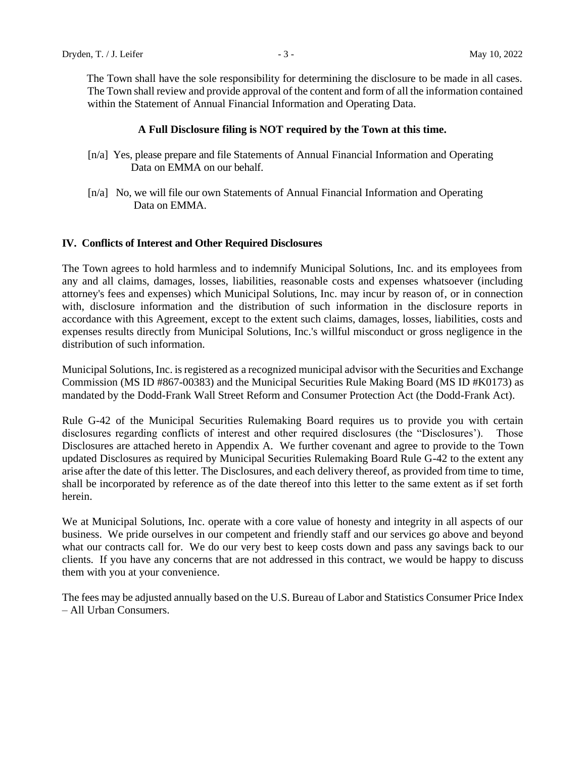The Town shall have the sole responsibility for determining the disclosure to be made in all cases. The Town shall review and provide approval of the content and form of all the information contained within the Statement of Annual Financial Information and Operating Data.

**A Full Disclosure filing is NOT required by the Town at this time.**

[n/a] Yes, please prepare and file Statements of Annual Financial Information and Operating Data on EMMA on our behalf.

[n/a] No, we will file our own Statements of Annual Financial Information and Operating Data on EMMA.

## IV. Conflicts of Interest and Other Required Disclosures

The Town agrees to hold harmless and to indemnify Municipal Solutions, Inc. and its employees from any and all claims, damages, losses, liabilities, reasonable costs and expenses whatsoever (including attorney's fees and expenses) which Municipal Solutions, Inc. may incur by reason of, or in connection with, disclosure information and the distribution of such information in the disclosure reports in accordance with this Agreement, except to the extent such claims, damages, losses, liabilities, costs and expenses results directly from Municipal Solutions, Inc.'s willful misconduct or gross negligence in the distribution of such information.

Municipal Solutions, Inc. is registered as a recognized municipal advisor with the Securities and Exchange Commission (MS ID #867-00383) and the Municipal Securities Rule Making Board (MS ID #K0173) as mandated by the Dodd-Frank Wall Street Reform and Consumer Protection Act (the Dodd-Frank Act).

Rule G-42 of the Municipal Securities Rulemaking Board requires us to provide you with certain disclosures regarding conflicts of interest and other required disclosures (the "Disclosures'). Those Disclosures are attached hereto in Appendix A. We further covenant and agree to provide to the Town updated Disclosures as required by Municipal Securities Rulemaking Board Rule G-42 to the extent any arise after the date of this letter. The Disclosures, and each delivery thereof, as provided from time to time, shall be incorporated by reference as of the date thereof into this letter to the same extent as if set forth herein.

We at Municipal Solutions, Inc. operate with a core value of honesty and integrity in all aspects of our business. We pride ourselves in our competent and friendly staff and our services go above and beyond what our contracts call for. We do our very best to keep costs down and pass any savings back to our clients. If you have any concerns that are not addressed in this contract, we would be happy to discuss them with you at your convenience.

The fees may be adjusted annually based on the U.S. Bureau of Labor and Statistics Consumer Price Index – All Urban Consumers.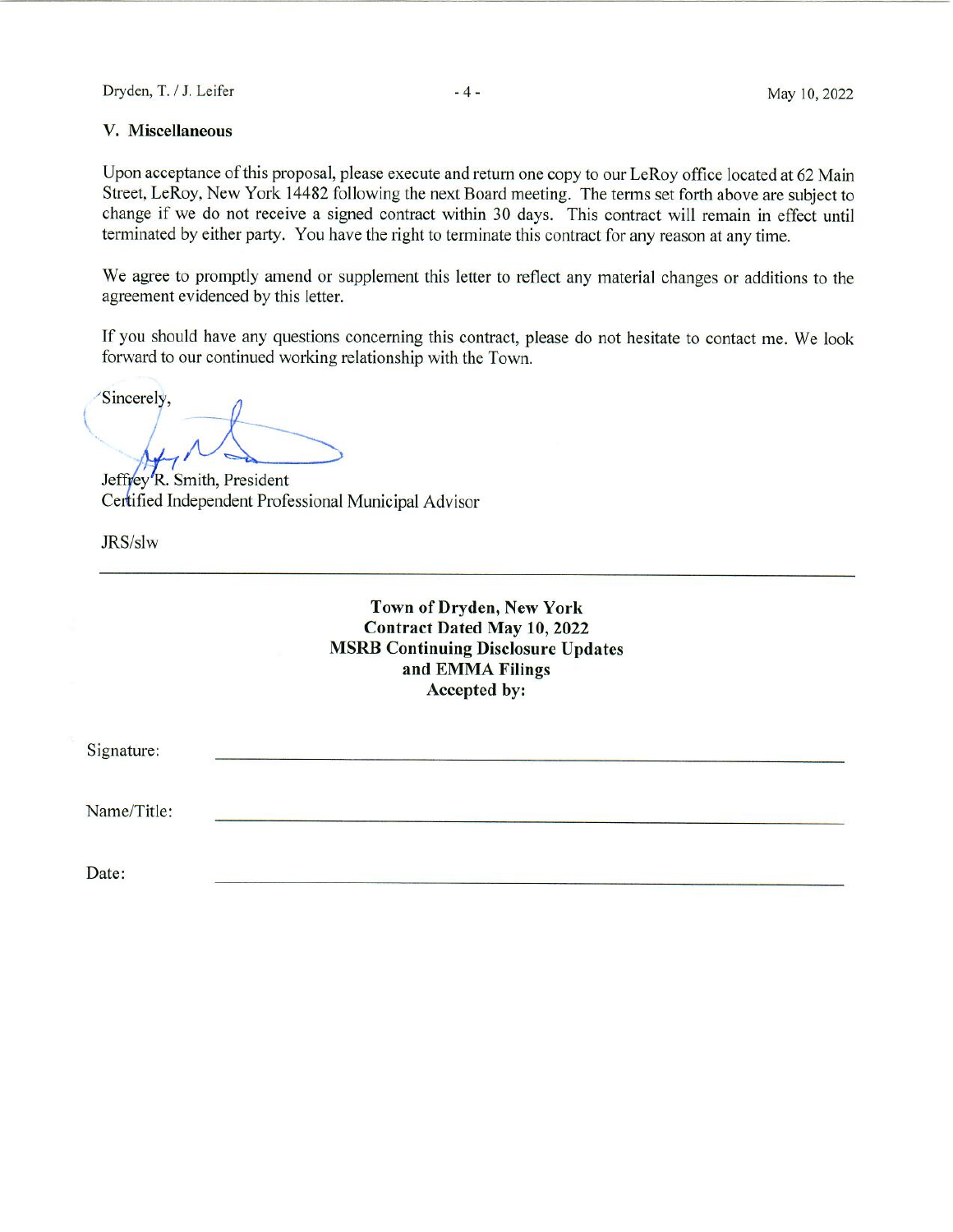## V. Miscellaneous

Upon acceptance of this proposal, please execute and return one copy to our LeRoy office located at 62 Main Street, LeRoy, New York 14482 following the next Board meeting. The terms set forth above are subject to change if we do not receive a signed contract within 30 days. This contract will remain in effect until terminated by either party. You have the right to terminate this contract for any reason at any time.

We agree to promptly amend or supplement this letter to reflect any material changes or additions to the agreement evidenced by this letter.

If you should have any questions concerning this contract, please do not hesitate to contact me. We look forward to our continued working relationship with the Town.

Sincerely,

Jeffrey R. Smith, President
Certified Independent Professional Municipal Advisor

JRS/slw

---

**Town of Dryden, New York**
**Contract Dated May 10, 2022**
**MSRB Continuing Disclosure Updates**
**and EMMA Filings**
**Accepted by:**

Signature: ______________________________

Name/Title: ______________________________

Date: ______________________________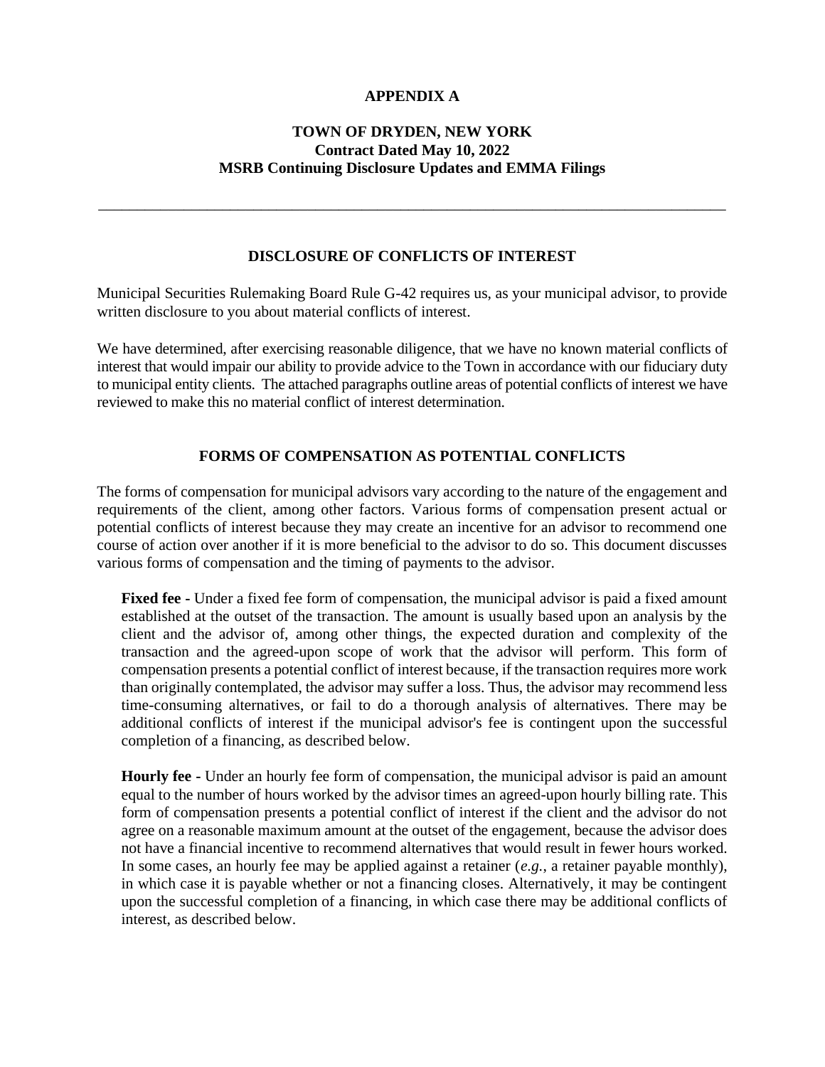**APPENDIX A**

**TOWN OF DRYDEN, NEW YORK**
**Contract Dated May 10, 2022**
**MSRB Continuing Disclosure Updates and EMMA Filings**

---

## DISCLOSURE OF CONFLICTS OF INTEREST

Municipal Securities Rulemaking Board Rule G-42 requires us, as your municipal advisor, to provide written disclosure to you about material conflicts of interest.

We have determined, after exercising reasonable diligence, that we have no known material conflicts of interest that would impair our ability to provide advice to the Town in accordance with our fiduciary duty to municipal entity clients. The attached paragraphs outline areas of potential conflicts of interest we have reviewed to make this no material conflict of interest determination.

## FORMS OF COMPENSATION AS POTENTIAL CONFLICTS

The forms of compensation for municipal advisors vary according to the nature of the engagement and requirements of the client, among other factors. Various forms of compensation present actual or potential conflicts of interest because they may create an incentive for an advisor to recommend one course of action over another if it is more beneficial to the advisor to do so. This document discusses various forms of compensation and the timing of payments to the advisor.

**Fixed fee -** Under a fixed fee form of compensation, the municipal advisor is paid a fixed amount established at the outset of the transaction. The amount is usually based upon an analysis by the client and the advisor of, among other things, the expected duration and complexity of the transaction and the agreed-upon scope of work that the advisor will perform. This form of compensation presents a potential conflict of interest because, if the transaction requires more work than originally contemplated, the advisor may suffer a loss. Thus, the advisor may recommend less time-consuming alternatives, or fail to do a thorough analysis of alternatives. There may be additional conflicts of interest if the municipal advisor's fee is contingent upon the successful completion of a financing, as described below.

**Hourly fee -** Under an hourly fee form of compensation, the municipal advisor is paid an amount equal to the number of hours worked by the advisor times an agreed-upon hourly billing rate. This form of compensation presents a potential conflict of interest if the client and the advisor do not agree on a reasonable maximum amount at the outset of the engagement, because the advisor does not have a financial incentive to recommend alternatives that would result in fewer hours worked. In some cases, an hourly fee may be applied against a retainer (*e.g.*, a retainer payable monthly), in which case it is payable whether or not a financing closes. Alternatively, it may be contingent upon the successful completion of a financing, in which case there may be additional conflicts of interest, as described below.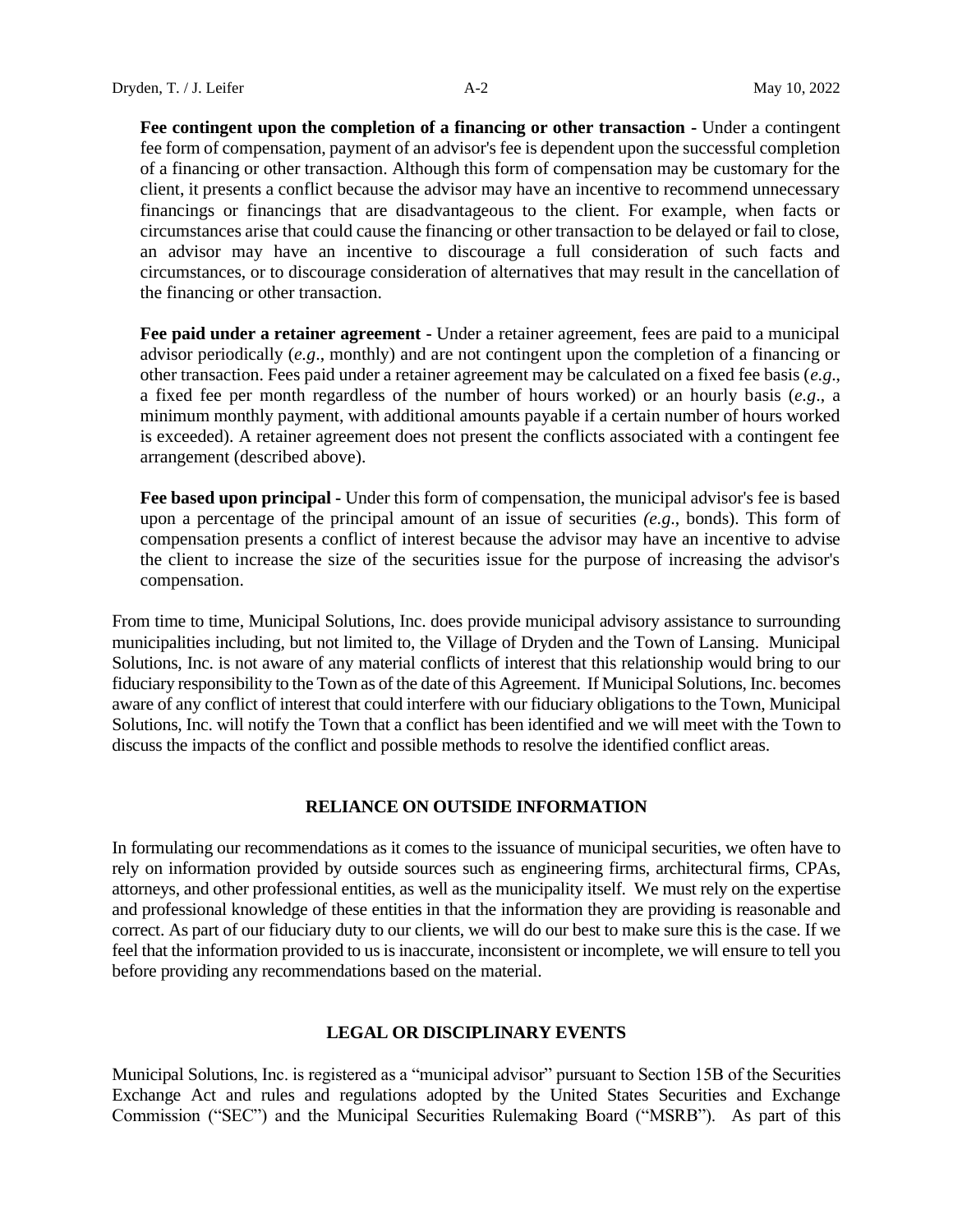**Fee contingent upon the completion of a financing or other transaction -** Under a contingent fee form of compensation, payment of an advisor's fee is dependent upon the successful completion of a financing or other transaction. Although this form of compensation may be customary for the client, it presents a conflict because the advisor may have an incentive to recommend unnecessary financings or financings that are disadvantageous to the client. For example, when facts or circumstances arise that could cause the financing or other transaction to be delayed or fail to close, an advisor may have an incentive to discourage a full consideration of such facts and circumstances, or to discourage consideration of alternatives that may result in the cancellation of the financing or other transaction.

**Fee paid under a retainer agreement -** Under a retainer agreement, fees are paid to a municipal advisor periodically (*e.g*., monthly) and are not contingent upon the completion of a financing or other transaction. Fees paid under a retainer agreement may be calculated on a fixed fee basis (*e.g*., a fixed fee per month regardless of the number of hours worked) or an hourly basis (*e.g*., a minimum monthly payment, with additional amounts payable if a certain number of hours worked is exceeded). A retainer agreement does not present the conflicts associated with a contingent fee arrangement (described above).

**Fee based upon principal -** Under this form of compensation, the municipal advisor's fee is based upon a percentage of the principal amount of an issue of securities *(e.g*., bonds). This form of compensation presents a conflict of interest because the advisor may have an incentive to advise the client to increase the size of the securities issue for the purpose of increasing the advisor's compensation.

From time to time, Municipal Solutions, Inc. does provide municipal advisory assistance to surrounding municipalities including, but not limited to, the Village of Dryden and the Town of Lansing. Municipal Solutions, Inc. is not aware of any material conflicts of interest that this relationship would bring to our fiduciary responsibility to the Town as of the date of this Agreement. If Municipal Solutions, Inc. becomes aware of any conflict of interest that could interfere with our fiduciary obligations to the Town, Municipal Solutions, Inc. will notify the Town that a conflict has been identified and we will meet with the Town to discuss the impacts of the conflict and possible methods to resolve the identified conflict areas.

## RELIANCE ON OUTSIDE INFORMATION

In formulating our recommendations as it comes to the issuance of municipal securities, we often have to rely on information provided by outside sources such as engineering firms, architectural firms, CPAs, attorneys, and other professional entities, as well as the municipality itself. We must rely on the expertise and professional knowledge of these entities in that the information they are providing is reasonable and correct. As part of our fiduciary duty to our clients, we will do our best to make sure this is the case. If we feel that the information provided to us is inaccurate, inconsistent or incomplete, we will ensure to tell you before providing any recommendations based on the material.

## LEGAL OR DISCIPLINARY EVENTS

Municipal Solutions, Inc. is registered as a "municipal advisor" pursuant to Section 15B of the Securities Exchange Act and rules and regulations adopted by the United States Securities and Exchange Commission ("SEC") and the Municipal Securities Rulemaking Board ("MSRB"). As part of this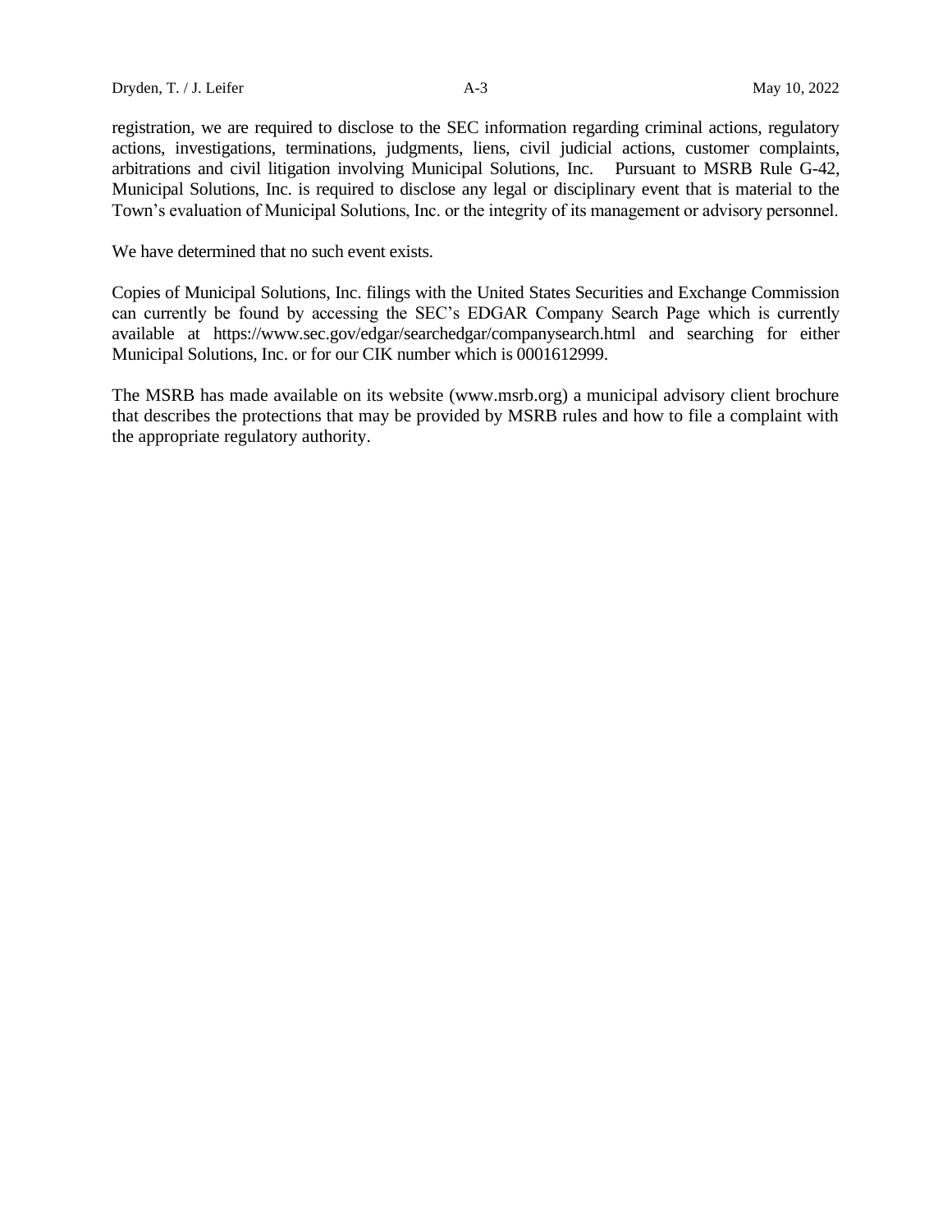registration, we are required to disclose to the SEC information regarding criminal actions, regulatory actions, investigations, terminations, judgments, liens, civil judicial actions, customer complaints, arbitrations and civil litigation involving Municipal Solutions, Inc. Pursuant to MSRB Rule G-42, Municipal Solutions, Inc. is required to disclose any legal or disciplinary event that is material to the Town's evaluation of Municipal Solutions, Inc. or the integrity of its management or advisory personnel.

We have determined that no such event exists.

Copies of Municipal Solutions, Inc. filings with the United States Securities and Exchange Commission can currently be found by accessing the SEC's EDGAR Company Search Page which is currently available at https://www.sec.gov/edgar/searchedgar/companysearch.html and searching for either Municipal Solutions, Inc. or for our CIK number which is 0001612999.

The MSRB has made available on its website (www.msrb.org) a municipal advisory client brochure that describes the protections that may be provided by MSRB rules and how to file a complaint with the appropriate regulatory authority.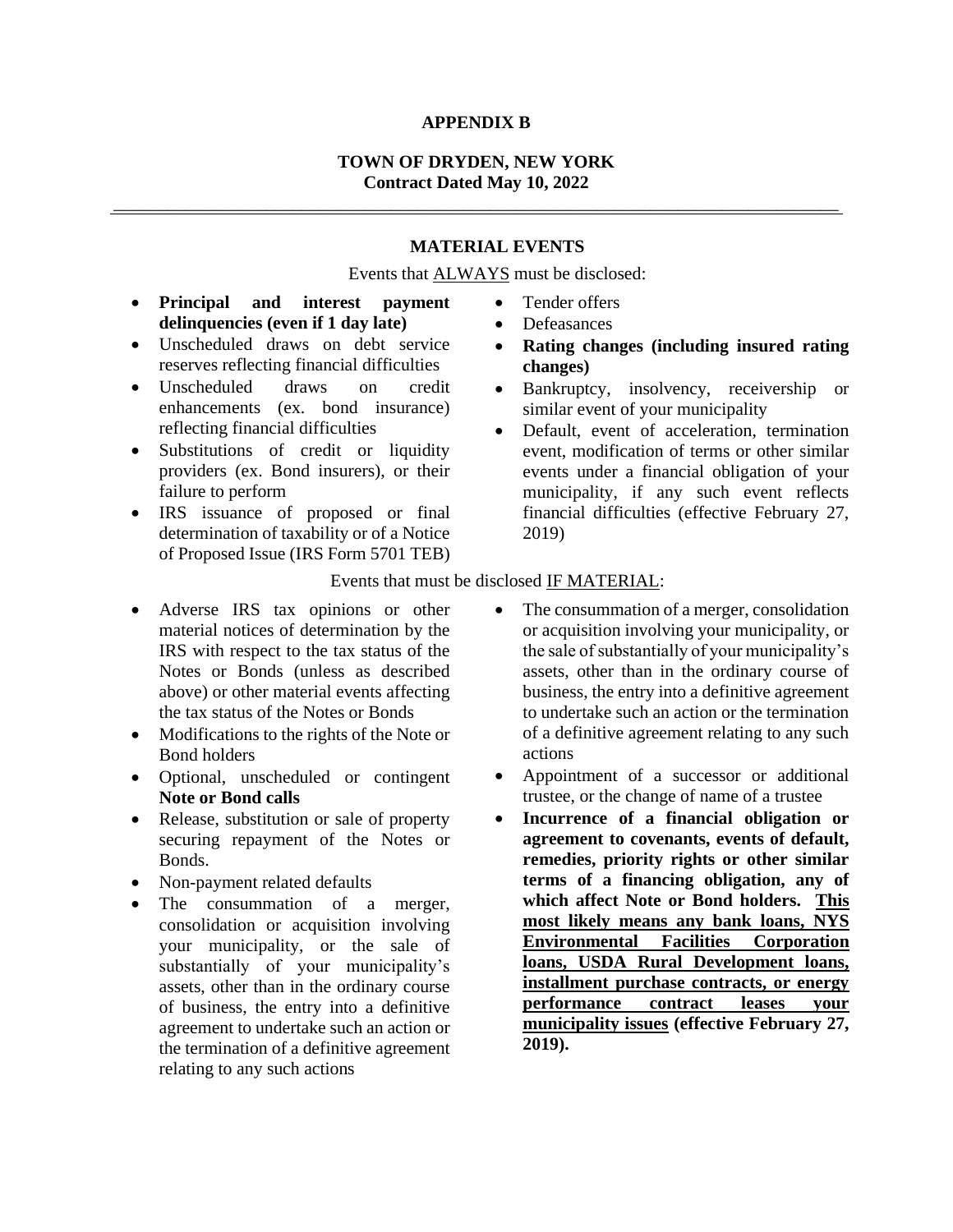**APPENDIX B**

**TOWN OF DRYDEN, NEW YORK**
**Contract Dated May 10, 2022**

---

**MATERIAL EVENTS**

Events that <u>ALWAYS</u> must be disclosed:

- **Principal and interest payment delinquencies (even if 1 day late)**
- Unscheduled draws on debt service reserves reflecting financial difficulties
- Unscheduled draws on credit enhancements (ex. bond insurance) reflecting financial difficulties
- Substitutions of credit or liquidity providers (ex. Bond insurers), or their failure to perform
- IRS issuance of proposed or final determination of taxability or of a Notice of Proposed Issue (IRS Form 5701 TEB)
- Tender offers
- Defeasances
- **Rating changes (including insured rating changes)**
- Bankruptcy, insolvency, receivership or similar event of your municipality
- Default, event of acceleration, termination event, modification of terms or other similar events under a financial obligation of your municipality, if any such event reflects financial difficulties (effective February 27, 2019)

Events that must be disclosed <u>IF MATERIAL</u>:

- Adverse IRS tax opinions or other material notices of determination by the IRS with respect to the tax status of the Notes or Bonds (unless as described above) or other material events affecting the tax status of the Notes or Bonds
- Modifications to the rights of the Note or Bond holders
- Optional, unscheduled or contingent **Note or Bond calls**
- Release, substitution or sale of property securing repayment of the Notes or Bonds.
- Non-payment related defaults
- The consummation of a merger, consolidation or acquisition involving your municipality, or the sale of substantially of your municipality's assets, other than in the ordinary course of business, the entry into a definitive agreement to undertake such an action or the termination of a definitive agreement relating to any such actions
- The consummation of a merger, consolidation or acquisition involving your municipality, or the sale of substantially of your municipality's assets, other than in the ordinary course of business, the entry into a definitive agreement to undertake such an action or the termination of a definitive agreement relating to any such actions
- Appointment of a successor or additional trustee, or the change of name of a trustee
- **Incurrence of a financial obligation or agreement to covenants, events of default, remedies, priority rights or other similar terms of a financing obligation, any of which affect Note or Bond holders. <u>This most likely means any bank loans, NYS Environmental Facilities Corporation loans, USDA Rural Development loans, installment purchase contracts, or energy performance contract leases your municipality issues</u> (effective February 27, 2019).**